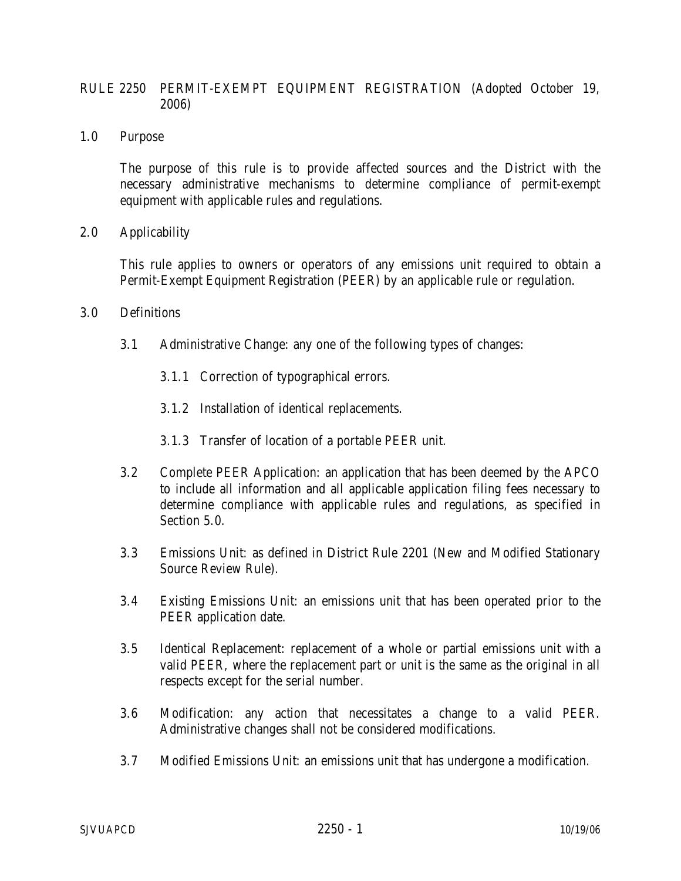# RULE 2250 PERMIT-EXEMPT EQUIPMENT REGISTRATION (Adopted October 19, 2006)

## 1.0 Purpose

The purpose of this rule is to provide affected sources and the District with the necessary administrative mechanisms to determine compliance of permit-exempt equipment with applicable rules and regulations.

## 2.0 Applicability

This rule applies to owners or operators of any emissions unit required to obtain a Permit-Exempt Equipment Registration (PEER) by an applicable rule or regulation.

## 3.0 Definitions

3.1 Administrative Change: any one of the following types of changes:

3.1.1 Correction of typographical errors.

3.1.2 Installation of identical replacements.

3.1.3 Transfer of location of a portable PEER unit.

3.2 Complete PEER Application: an application that has been deemed by the APCO to include all information and all applicable application filing fees necessary to determine compliance with applicable rules and regulations, as specified in Section 5.0.

3.3 Emissions Unit: as defined in District Rule 2201 (New and Modified Stationary Source Review Rule).

3.4 Existing Emissions Unit: an emissions unit that has been operated prior to the PEER application date.

3.5 Identical Replacement: replacement of a whole or partial emissions unit with a valid PEER, where the replacement part or unit is the same as the original in all respects except for the serial number.

3.6 Modification: any action that necessitates a change to a valid PEER. Administrative changes shall not be considered modifications.

3.7 Modified Emissions Unit: an emissions unit that has undergone a modification.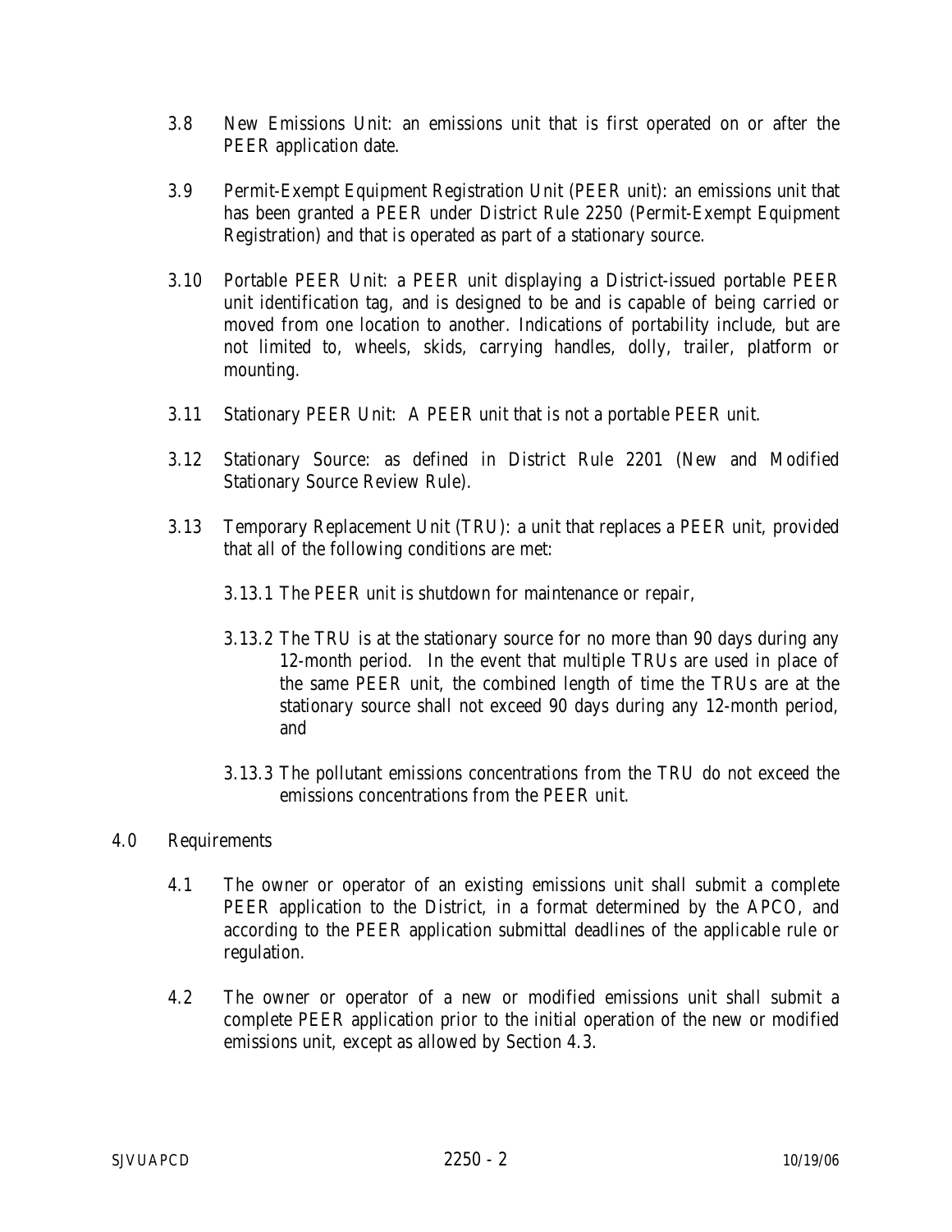3.8 New Emissions Unit: an emissions unit that is first operated on or after the PEER application date.

3.9 Permit-Exempt Equipment Registration Unit (PEER unit): an emissions unit that has been granted a PEER under District Rule 2250 (Permit-Exempt Equipment Registration) and that is operated as part of a stationary source.

3.10 Portable PEER Unit: a PEER unit displaying a District-issued portable PEER unit identification tag, and is designed to be and is capable of being carried or moved from one location to another. Indications of portability include, but are not limited to, wheels, skids, carrying handles, dolly, trailer, platform or mounting.

3.11 Stationary PEER Unit: A PEER unit that is not a portable PEER unit.

3.12 Stationary Source: as defined in District Rule 2201 (New and Modified Stationary Source Review Rule).

3.13 Temporary Replacement Unit (TRU): a unit that replaces a PEER unit, provided that all of the following conditions are met:

3.13.1 The PEER unit is shutdown for maintenance or repair,

3.13.2 The TRU is at the stationary source for no more than 90 days during any 12-month period. In the event that multiple TRUs are used in place of the same PEER unit, the combined length of time the TRUs are at the stationary source shall not exceed 90 days during any 12-month period, and

3.13.3 The pollutant emissions concentrations from the TRU do not exceed the emissions concentrations from the PEER unit.

## 4.0 Requirements

4.1 The owner or operator of an existing emissions unit shall submit a complete PEER application to the District, in a format determined by the APCO, and according to the PEER application submittal deadlines of the applicable rule or regulation.

4.2 The owner or operator of a new or modified emissions unit shall submit a complete PEER application prior to the initial operation of the new or modified emissions unit, except as allowed by Section 4.3.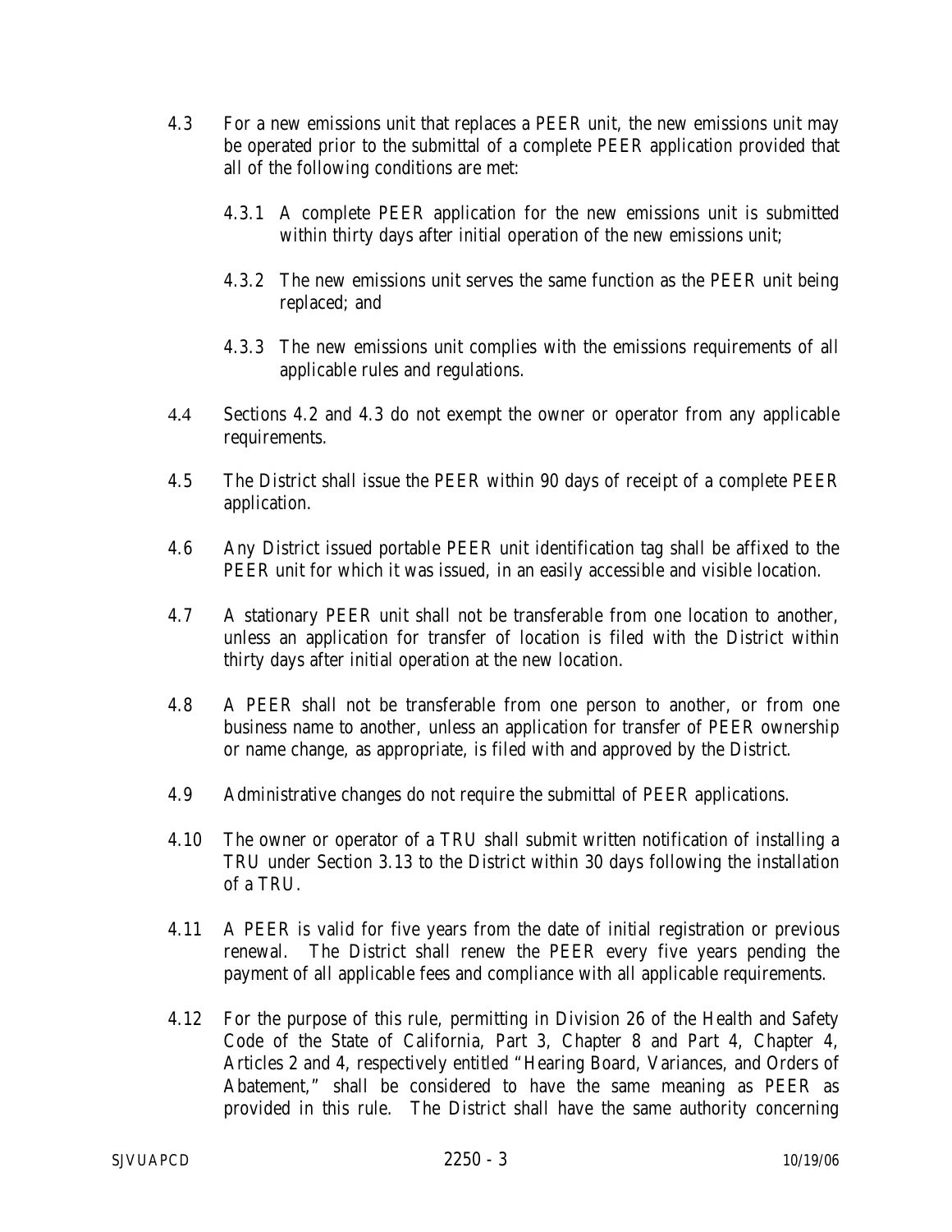4.3 For a new emissions unit that replaces a PEER unit, the new emissions unit may be operated prior to the submittal of a complete PEER application provided that all of the following conditions are met:

4.3.1 A complete PEER application for the new emissions unit is submitted within thirty days after initial operation of the new emissions unit;

4.3.2 The new emissions unit serves the same function as the PEER unit being replaced; and

4.3.3 The new emissions unit complies with the emissions requirements of all applicable rules and regulations.

4.4 Sections 4.2 and 4.3 do not exempt the owner or operator from any applicable requirements.

4.5 The District shall issue the PEER within 90 days of receipt of a complete PEER application.

4.6 Any District issued portable PEER unit identification tag shall be affixed to the PEER unit for which it was issued, in an easily accessible and visible location.

4.7 A stationary PEER unit shall not be transferable from one location to another, unless an application for transfer of location is filed with the District within thirty days after initial operation at the new location.

4.8 A PEER shall not be transferable from one person to another, or from one business name to another, unless an application for transfer of PEER ownership or name change, as appropriate, is filed with and approved by the District.

4.9 Administrative changes do not require the submittal of PEER applications.

4.10 The owner or operator of a TRU shall submit written notification of installing a TRU under Section 3.13 to the District within 30 days following the installation of a TRU.

4.11 A PEER is valid for five years from the date of initial registration or previous renewal. The District shall renew the PEER every five years pending the payment of all applicable fees and compliance with all applicable requirements.

4.12 For the purpose of this rule, permitting in Division 26 of the Health and Safety Code of the State of California, Part 3, Chapter 8 and Part 4, Chapter 4, Articles 2 and 4, respectively entitled "Hearing Board, Variances, and Orders of Abatement," shall be considered to have the same meaning as PEER as provided in this rule. The District shall have the same authority concerning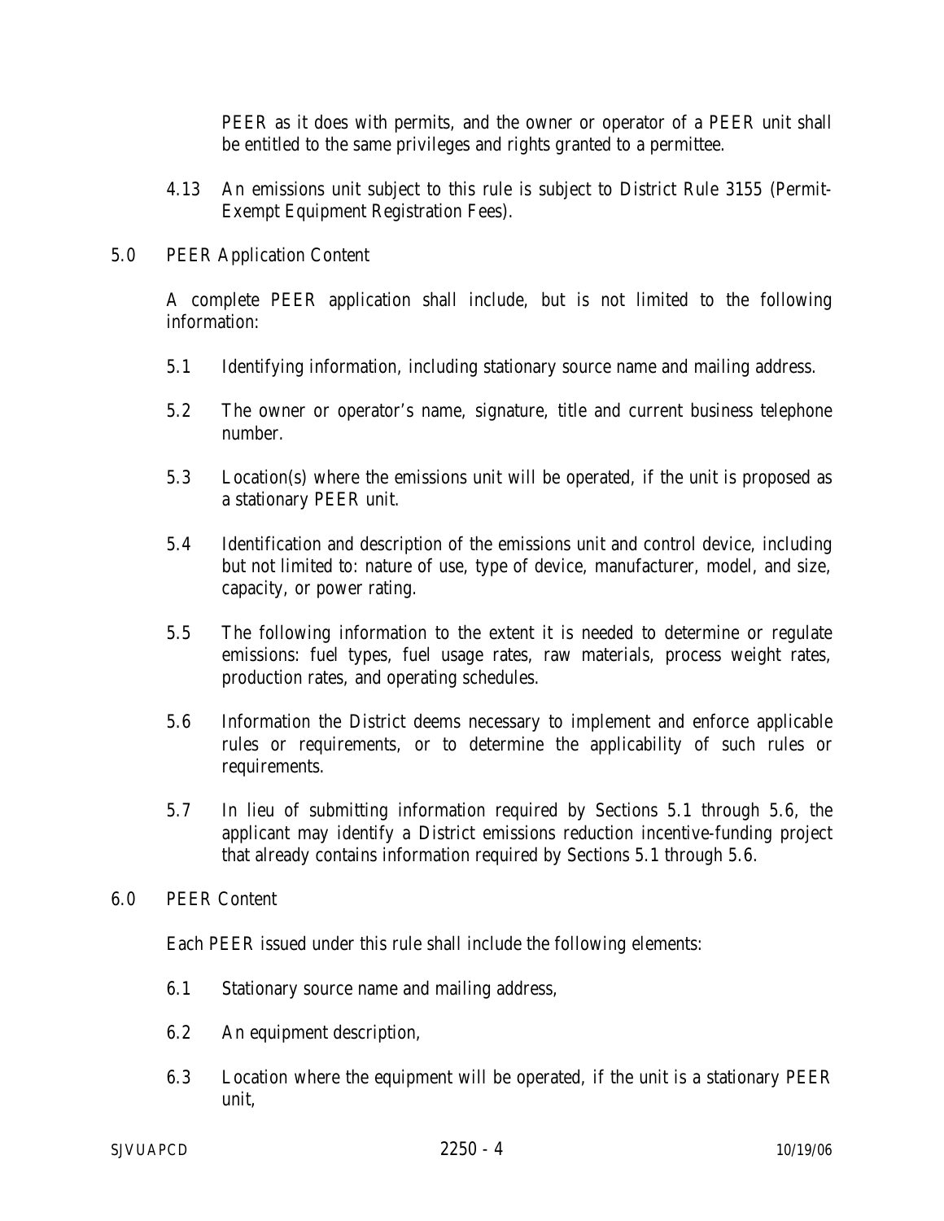PEER as it does with permits, and the owner or operator of a PEER unit shall be entitled to the same privileges and rights granted to a permittee.

4.13 An emissions unit subject to this rule is subject to District Rule 3155 (Permit-Exempt Equipment Registration Fees).

## 5.0 PEER Application Content

A complete PEER application shall include, but is not limited to the following information:

5.1 Identifying information, including stationary source name and mailing address.

5.2 The owner or operator's name, signature, title and current business telephone number.

5.3 Location(s) where the emissions unit will be operated, if the unit is proposed as a stationary PEER unit.

5.4 Identification and description of the emissions unit and control device, including but not limited to: nature of use, type of device, manufacturer, model, and size, capacity, or power rating.

5.5 The following information to the extent it is needed to determine or regulate emissions: fuel types, fuel usage rates, raw materials, process weight rates, production rates, and operating schedules.

5.6 Information the District deems necessary to implement and enforce applicable rules or requirements, or to determine the applicability of such rules or requirements.

5.7 In lieu of submitting information required by Sections 5.1 through 5.6, the applicant may identify a District emissions reduction incentive-funding project that already contains information required by Sections 5.1 through 5.6.

## 6.0 PEER Content

Each PEER issued under this rule shall include the following elements:

6.1 Stationary source name and mailing address,

6.2 An equipment description,

6.3 Location where the equipment will be operated, if the unit is a stationary PEER unit,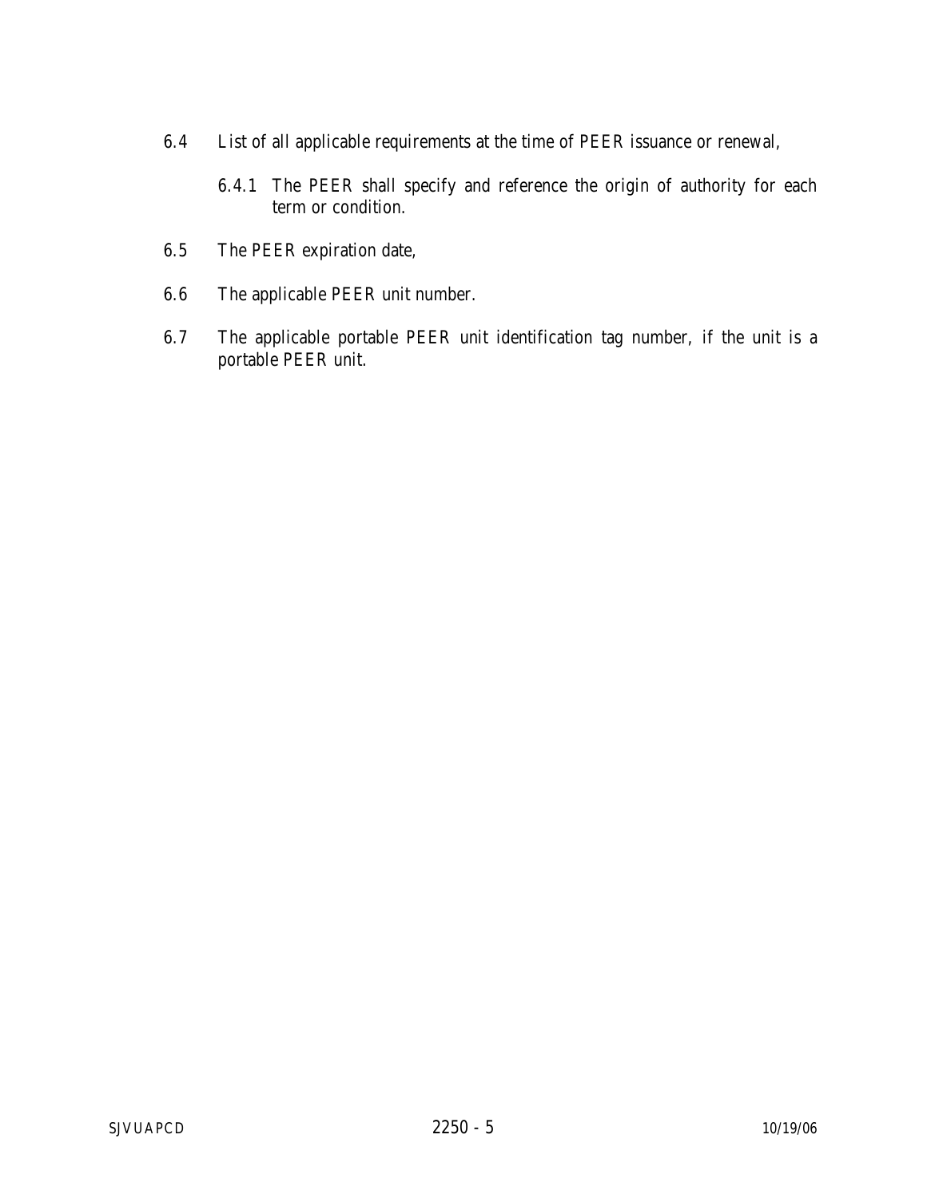6.4 List of all applicable requirements at the time of PEER issuance or renewal,

  6.4.1 The PEER shall specify and reference the origin of authority for each term or condition.

6.5 The PEER expiration date,

6.6 The applicable PEER unit number.

6.7 The applicable portable PEER unit identification tag number, if the unit is a portable PEER unit.